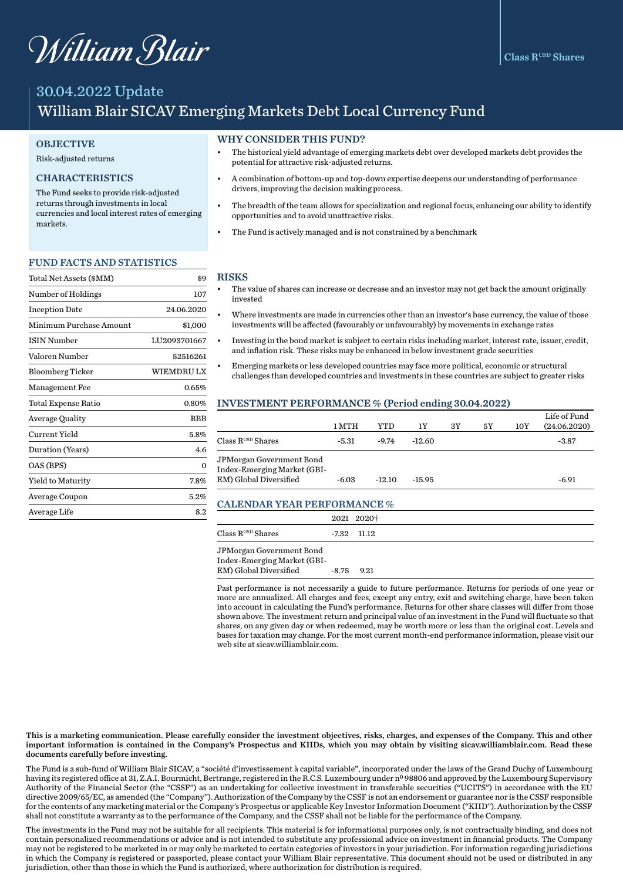Class R[USD] Shares

# 30.04.2022 Update

# William Blair SICAV Emerging Markets Debt Local Currency Fund

## OBJECTIVE

Risk-adjusted returns

## CHARACTERISTICS

The Fund seeks to provide risk-adjusted returns through investments in local currencies and local interest rates of emerging markets.

## FUND FACTS AND STATISTICS

| | |
|---|---|
| Total Net Assets ($MM) | $9 |
| Number of Holdings | 107 |
| Inception Date | 24.06.2020 |
| Minimum Purchase Amount | $1,000 |
| ISIN Number | LU2093701667 |
| Valoren Number | 52516261 |
| Bloomberg Ticker | WIEMDRU LX |
| Management Fee | 0.65% |
| Total Expense Ratio | 0.80% |
| Average Quality | BBB |
| Current Yield | 5.8% |
| Duration (Years) | 4.6 |
| OAS (BPS) | 0 |
| Yield to Maturity | 7.8% |
| Average Coupon | 5.2% |
| Average Life | 8.2 |

## WHY CONSIDER THIS FUND?

- The historical yield advantage of emerging markets debt over developed markets debt provides the potential for attractive risk-adjusted returns.
- A combination of bottom-up and top-down expertise deepens our understanding of performance drivers, improving the decision making process.
- The breadth of the team allows for specialization and regional focus, enhancing our ability to identify opportunities and to avoid unattractive risks.
- The Fund is actively managed and is not constrained by a benchmark

## RISKS

- The value of shares can increase or decrease and an investor may not get back the amount originally invested
- Where investments are made in currencies other than an investor's base currency, the value of those investments will be affected (favourably or unfavourably) by movements in exchange rates
- Investing in the bond market is subject to certain risks including market, interest rate, issuer, credit, and inflation risk. These risks may be enhanced in below investment grade securities
- Emerging markets or less developed countries may face more political, economic or structural challenges than developed countries and investments in these countries are subject to greater risks

## INVESTMENT PERFORMANCE % (Period ending 30.04.2022)

| | 1 MTH | YTD | 1Y | 3Y | 5Y | 10Y | Life of Fund (24.06.2020) |
|---|---|---|---|---|---|---|---|
| Class R[USD] Shares | -5.31 | -9.74 | -12.60 | | | | -3.87 |
| JPMorgan Government Bond Index-Emerging Market (GBI-EM) Global Diversified | -6.03 | -12.10 | -15.95 | | | | -6.91 |

## CALENDAR YEAR PERFORMANCE %

| | 2021 | 2020† |
|---|---|---|
| Class R[USD] Shares | -7.32 | 11.12 |
| JPMorgan Government Bond Index-Emerging Market (GBI-EM) Global Diversified | -8.75 | 9.21 |

Past performance is not necessarily a guide to future performance. Returns for periods of one year or more are annualized. All charges and fees, except any entry, exit and switching charge, have been taken into account in calculating the Fund's performance. Returns for other share classes will differ from those shown above. The investment return and principal value of an investment in the Fund will fluctuate so that shares, on any given day or when redeemed, may be worth more or less than the original cost. Levels and bases for taxation may change. For the most current month-end performance information, please visit our web site at sicav.williamblair.com.

**This is a marketing communication. Please carefully consider the investment objectives, risks, charges, and expenses of the Company. This and other important information is contained in the Company's Prospectus and KIIDs, which you may obtain by visiting sicav.williamblair.com. Read these documents carefully before investing.**

The Fund is a sub-fund of William Blair SICAV, a "société d'investissement à capital variable", incorporated under the laws of the Grand Duchy of Luxembourg having its registered office at 31, Z.A.I. Bourmicht, Bertrange, registered in the R.C.S. Luxembourg under nº 98806 and approved by the Luxembourg Supervisory Authority of the Financial Sector (the "CSSF") as an undertaking for collective investment in transferable securities ("UCITS") in accordance with the EU directive 2009/65/EC, as amended (the "Company"). Authorization of the Company by the CSSF is not an endorsement or guarantee nor is the CSSF responsible for the contents of any marketing material or the Company's Prospectus or applicable Key Investor Information Document ("KIID"). Authorization by the CSSF shall not constitute a warranty as to the performance of the Company, and the CSSF shall not be liable for the performance of the Company.

The investments in the Fund may not be suitable for all recipients. This material is for informational purposes only, is not contractually binding, and does not contain personalized recommendations or advice and is not intended to substitute any professional advice on investment in financial products. The Company may not be registered to be marketed in or may only be marketed to certain categories of investors in your jurisdiction. For information regarding jurisdictions in which the Company is registered or passported, please contact your William Blair representative. This document should not be used or distributed in any jurisdiction, other than those in which the Fund is authorized, where authorization for distribution is required.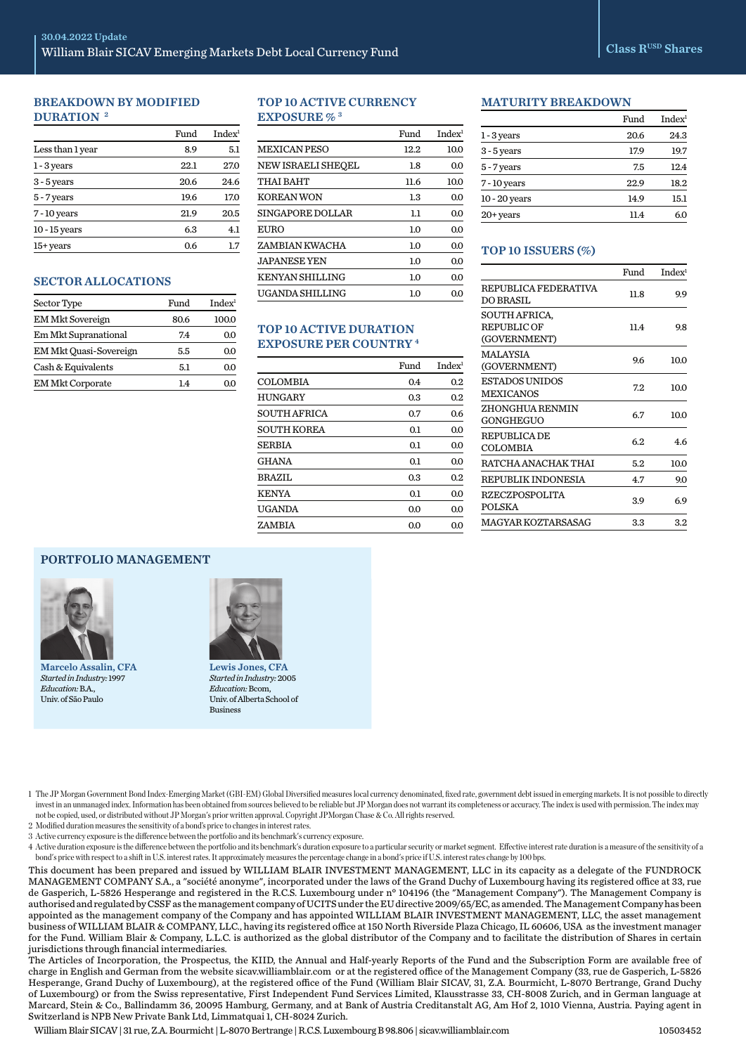30.04.2022 Update

William Blair SICAV Emerging Markets Debt Local Currency Fund

Class R[USD] Shares

## BREAKDOWN BY MODIFIED DURATION [2]

| | Fund | Index[1] |
|---|---|---|
| Less than 1 year | 8.9 | 5.1 |
| 1 - 3 years | 22.1 | 27.0 |
| 3 - 5 years | 20.6 | 24.6 |
| 5 - 7 years | 19.6 | 17.0 |
| 7 - 10 years | 21.9 | 20.5 |
| 10 - 15 years | 6.3 | 4.1 |
| 15+ years | 0.6 | 1.7 |

## SECTOR ALLOCATIONS

| Sector Type | Fund | Index[1] |
|---|---|---|
| EM Mkt Sovereign | 80.6 | 100.0 |
| Em Mkt Supranational | 7.4 | 0.0 |
| EM Mkt Quasi-Sovereign | 5.5 | 0.0 |
| Cash & Equivalents | 5.1 | 0.0 |
| EM Mkt Corporate | 1.4 | 0.0 |

## TOP 10 ACTIVE CURRENCY EXPOSURE % [3]

| | Fund | Index[1] |
|---|---|---|
| MEXICAN PESO | 12.2 | 10.0 |
| NEW ISRAELI SHEQEL | 1.8 | 0.0 |
| THAI BAHT | 11.6 | 10.0 |
| KOREAN WON | 1.3 | 0.0 |
| SINGAPORE DOLLAR | 1.1 | 0.0 |
| EURO | 1.0 | 0.0 |
| ZAMBIAN KWACHA | 1.0 | 0.0 |
| JAPANESE YEN | 1.0 | 0.0 |
| KENYAN SHILLING | 1.0 | 0.0 |
| UGANDA SHILLING | 1.0 | 0.0 |

## TOP 10 ACTIVE DURATION EXPOSURE PER COUNTRY [4]

| | Fund | Index[1] |
|---|---|---|
| COLOMBIA | 0.4 | 0.2 |
| HUNGARY | 0.3 | 0.2 |
| SOUTH AFRICA | 0.7 | 0.6 |
| SOUTH KOREA | 0.1 | 0.0 |
| SERBIA | 0.1 | 0.0 |
| GHANA | 0.1 | 0.0 |
| BRAZIL | 0.3 | 0.2 |
| KENYA | 0.1 | 0.0 |
| UGANDA | 0.0 | 0.0 |
| ZAMBIA | 0.0 | 0.0 |

## MATURITY BREAKDOWN

| | Fund | Index[1] |
|---|---|---|
| 1 - 3 years | 20.6 | 24.3 |
| 3 - 5 years | 17.9 | 19.7 |
| 5 - 7 years | 7.5 | 12.4 |
| 7 - 10 years | 22.9 | 18.2 |
| 10 - 20 years | 14.9 | 15.1 |
| 20+ years | 11.4 | 6.0 |

## TOP 10 ISSUERS (%)

| | Fund | Index[1] |
|---|---|---|
| REPUBLICA FEDERATIVA DO BRASIL | 11.8 | 9.9 |
| SOUTH AFRICA, REPUBLIC OF (GOVERNMENT) | 11.4 | 9.8 |
| MALAYSIA (GOVERNMENT) | 9.6 | 10.0 |
| ESTADOS UNIDOS MEXICANOS | 7.2 | 10.0 |
| ZHONGHUA RENMIN GONGHEGUO | 6.7 | 10.0 |
| REPUBLICA DE COLOMBIA | 6.2 | 4.6 |
| RATCHA ANACHAK THAI | 5.2 | 10.0 |
| REPUBLIK INDONESIA | 4.7 | 9.0 |
| RZECZPOSPOLITA POLSKA | 3.9 | 6.9 |
| MAGYAR KOZTARSASAG | 3.3 | 3.2 |

## PORTFOLIO MANAGEMENT

**Marcelo Assalin, CFA**
*Started in Industry:* 1997
*Education:* B.A., Univ. of São Paulo

**Lewis Jones, CFA**
*Started in Industry:* 2005
*Education:* Bcom, Univ. of Alberta School of Business

1 The JP Morgan Government Bond Index-Emerging Market (GBI-EM) Global Diversified measures local currency denominated, fixed rate, government debt issued in emerging markets. It is not possible to directly invest in an unmanaged index. Information has been obtained from sources believed to be reliable but JP Morgan does not warrant its completeness or accuracy. The index is used with permission. The index may not be copied, used, or distributed without JP Morgan's prior written approval. Copyright JPMorgan Chase & Co. All rights reserved.
2 Modified duration measures the sensitivity of a bond's price to changes in interest rates.
3 Active currency exposure is the difference between the portfolio and its benchmark's currency exposure.
4 Active duration exposure is the difference between the portfolio and its benchmark's duration exposure to a particular security or market segment. Effective interest rate duration is a measure of the sensitivity of a bond's price with respect to a shift in U.S. interest rates. It approximately measures the percentage change in a bond's price if U.S. interest rates change by 100 bps.

This document has been prepared and issued by WILLIAM BLAIR INVESTMENT MANAGEMENT, LLC in its capacity as a delegate of the FUNDROCK MANAGEMENT COMPANY S.A., a "société anonyme", incorporated under the laws of the Grand Duchy of Luxembourg having its registered office at 33, rue de Gasperich, L-5826 Hesperange and registered in the R.C.S. Luxembourg under n° 104196 (the "Management Company"). The Management Company is authorised and regulated by CSSF as the management company of UCITS under the EU directive 2009/65/EC, as amended. The Management Company has been appointed as the management company of the Company and has appointed WILLIAM BLAIR INVESTMENT MANAGEMENT, LLC, the asset management business of WILLIAM BLAIR & COMPANY, LLC., having its registered office at 150 North Riverside Plaza Chicago, IL 60606, USA as the investment manager for the Fund. William Blair & Company, L.L.C. is authorized as the global distributor of the Company and to facilitate the distribution of Shares in certain jurisdictions through financial intermediaries.
The Articles of Incorporation, the Prospectus, the KIID, the Annual and Half-yearly Reports of the Fund and the Subscription Form are available free of charge in English and German from the website sicav.williamblair.com or at the registered office of the Management Company (33, rue de Gasperich, L-5826 Hesperange, Grand Duchy of Luxembourg), at the registered office of the Fund (William Blair SICAV, 31, Z.A. Bourmicht, L-8070 Bertrange, Grand Duchy of Luxembourg) or from the Swiss representative, First Independent Fund Services Limited, Klausstrasse 33, CH-8008 Zurich, and in German language at Marcard, Stein & Co., Ballindamm 36, 20095 Hamburg, Germany, and at Bank of Austria Creditanstalt AG, Am Hof 2, 1010 Vienna, Austria. Paying agent in Switzerland is NPB New Private Bank Ltd, Limmatquai 1, CH-8024 Zurich.

William Blair SICAV | 31 rue, Z.A. Bourmicht | L-8070 Bertrange | R.C.S. Luxembourg B 98.806 | sicav.williamblair.com 10503452